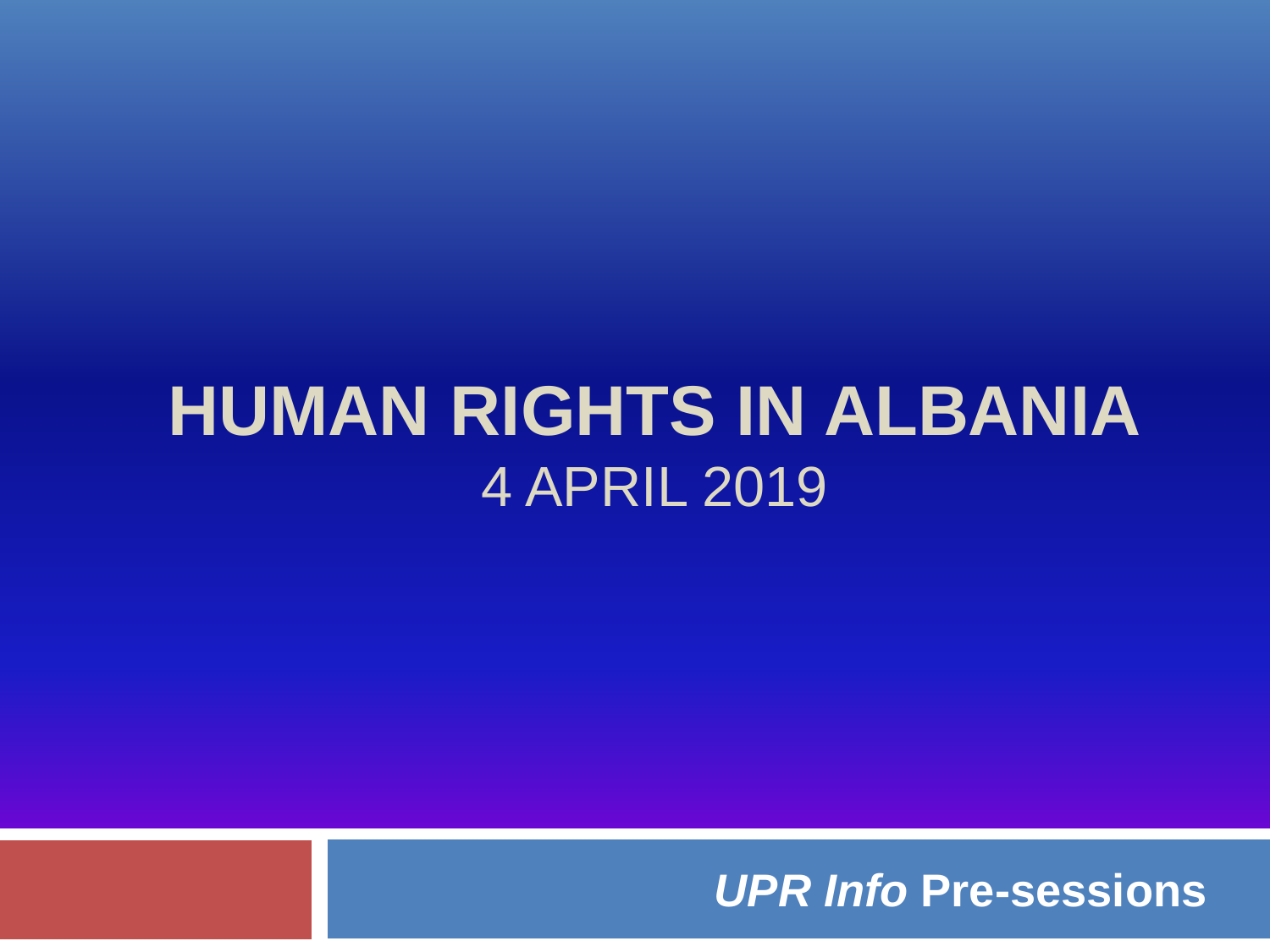# HUMAN RIGHTS IN ALBANIA

4 APRIL 2019

***UPR Info* Pre-sessions**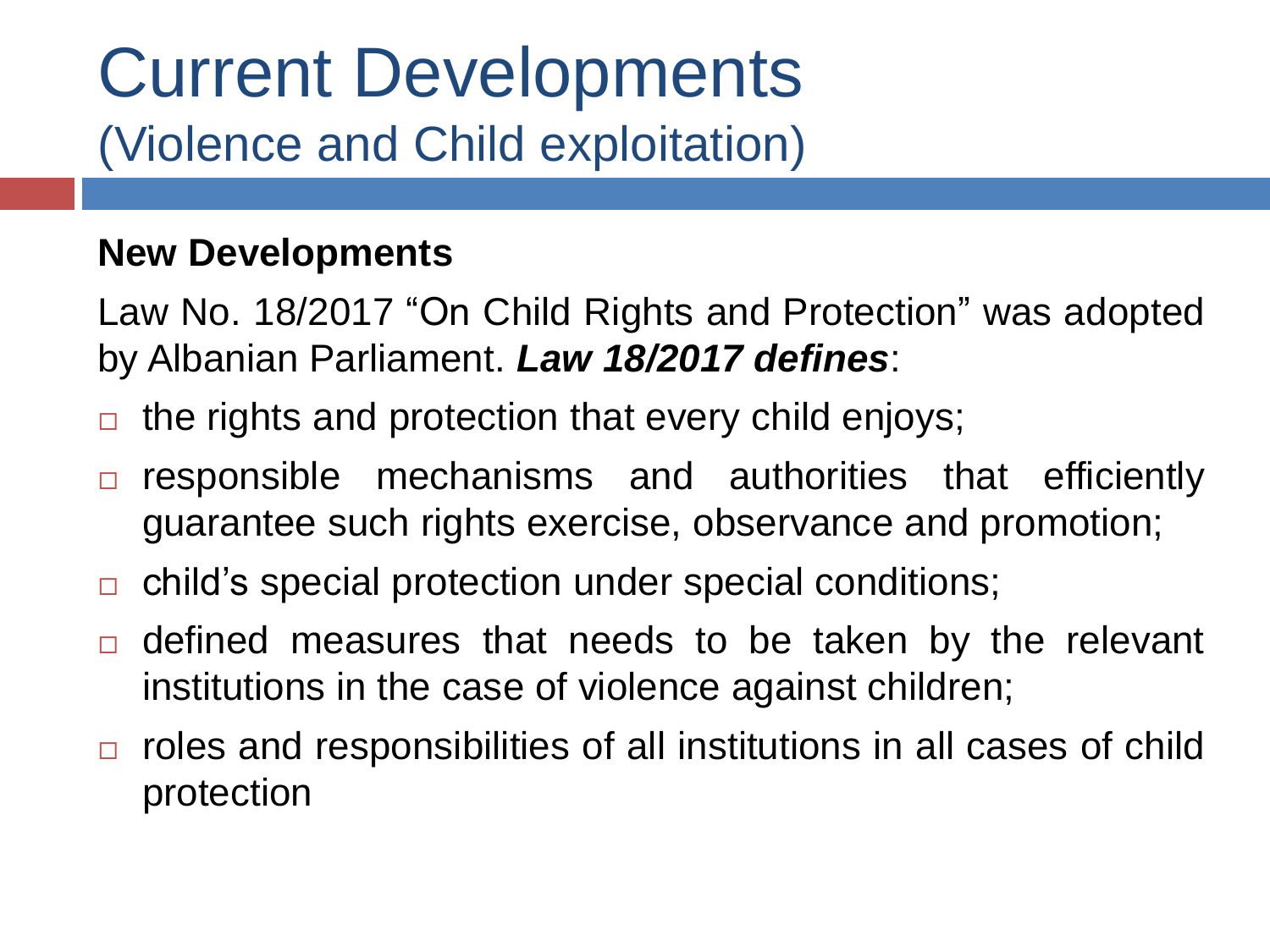# Current Developments
## (Violence and Child exploitation)

**New Developments**

Law No. 18/2017 "On Child Rights and Protection" was adopted by Albanian Parliament. ***Law 18/2017 defines***:

- the rights and protection that every child enjoys;
- responsible mechanisms and authorities that efficiently guarantee such rights exercise, observance and promotion;
- child's special protection under special conditions;
- defined measures that needs to be taken by the relevant institutions in the case of violence against children;
- roles and responsibilities of all institutions in all cases of child protection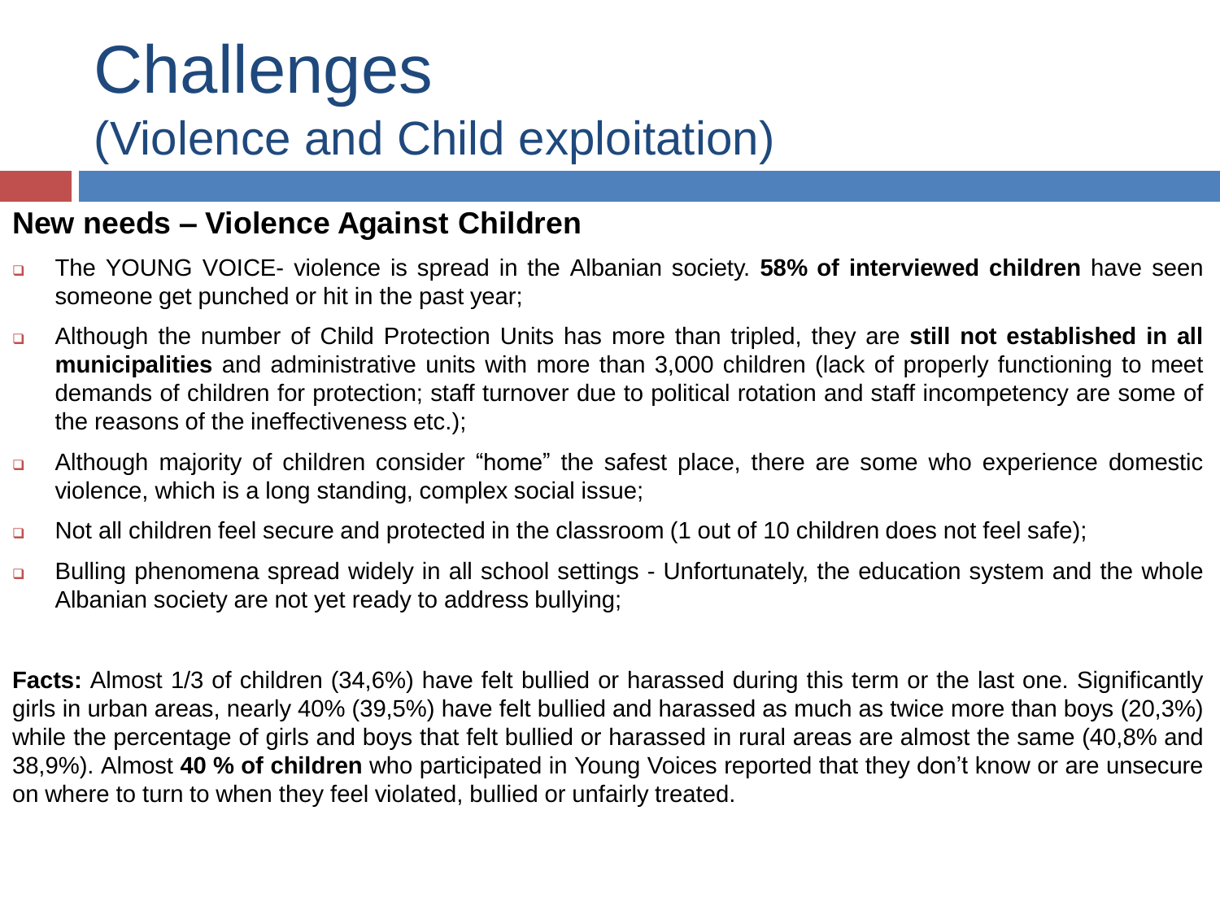# Challenges
## (Violence and Child exploitation)

### New needs – Violence Against Children

- The YOUNG VOICE- violence is spread in the Albanian society. **58% of interviewed children** have seen someone get punched or hit in the past year;
- Although the number of Child Protection Units has more than tripled, they are **still not established in all municipalities** and administrative units with more than 3,000 children (lack of properly functioning to meet demands of children for protection; staff turnover due to political rotation and staff incompetency are some of the reasons of the ineffectiveness etc.);
- Although majority of children consider "home" the safest place, there are some who experience domestic violence, which is a long standing, complex social issue;
- Not all children feel secure and protected in the classroom (1 out of 10 children does not feel safe);
- Bulling phenomena spread widely in all school settings - Unfortunately, the education system and the whole Albanian society are not yet ready to address bullying;

**Facts:** Almost 1/3 of children (34,6%) have felt bullied or harassed during this term or the last one. Significantly girls in urban areas, nearly 40% (39,5%) have felt bullied and harassed as much as twice more than boys (20,3%) while the percentage of girls and boys that felt bullied or harassed in rural areas are almost the same (40,8% and 38,9%). Almost **40 % of children** who participated in Young Voices reported that they don't know or are unsecure on where to turn to when they feel violated, bullied or unfairly treated.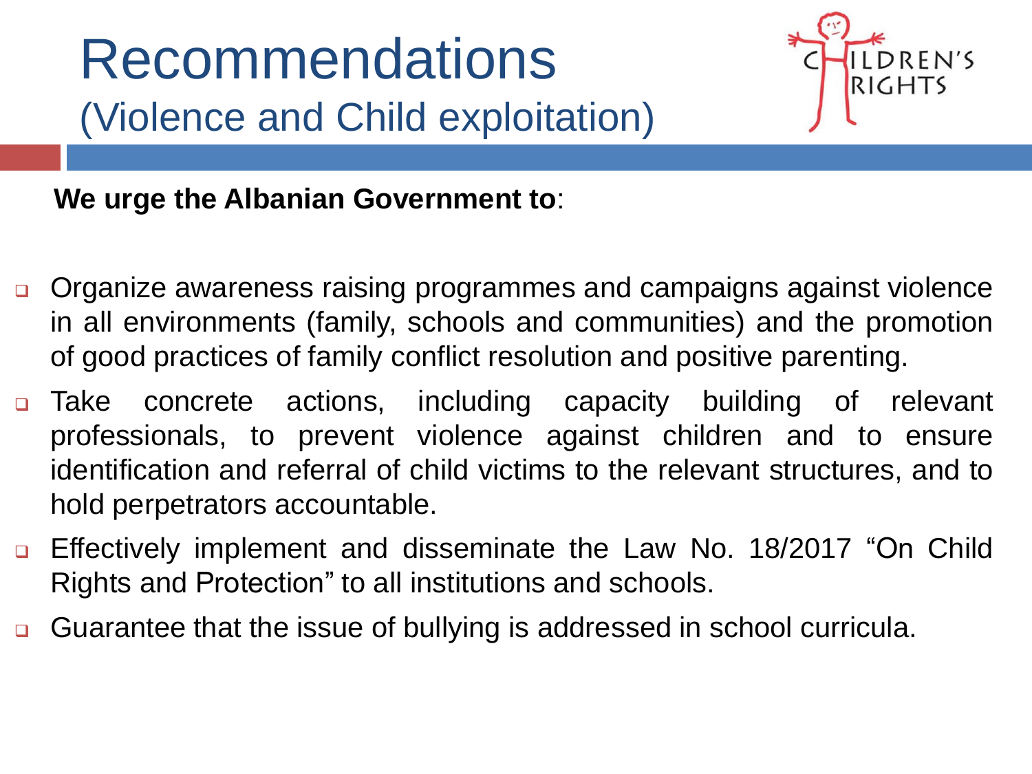# Recommendations

## (Violence and Child exploitation)

**We urge the Albanian Government to**:

- Organize awareness raising programmes and campaigns against violence in all environments (family, schools and communities) and the promotion of good practices of family conflict resolution and positive parenting.
- Take concrete actions, including capacity building of relevant professionals, to prevent violence against children and to ensure identification and referral of child victims to the relevant structures, and to hold perpetrators accountable.
- Effectively implement and disseminate the Law No. 18/2017 "On Child Rights and Protection" to all institutions and schools.
- Guarantee that the issue of bullying is addressed in school curricula.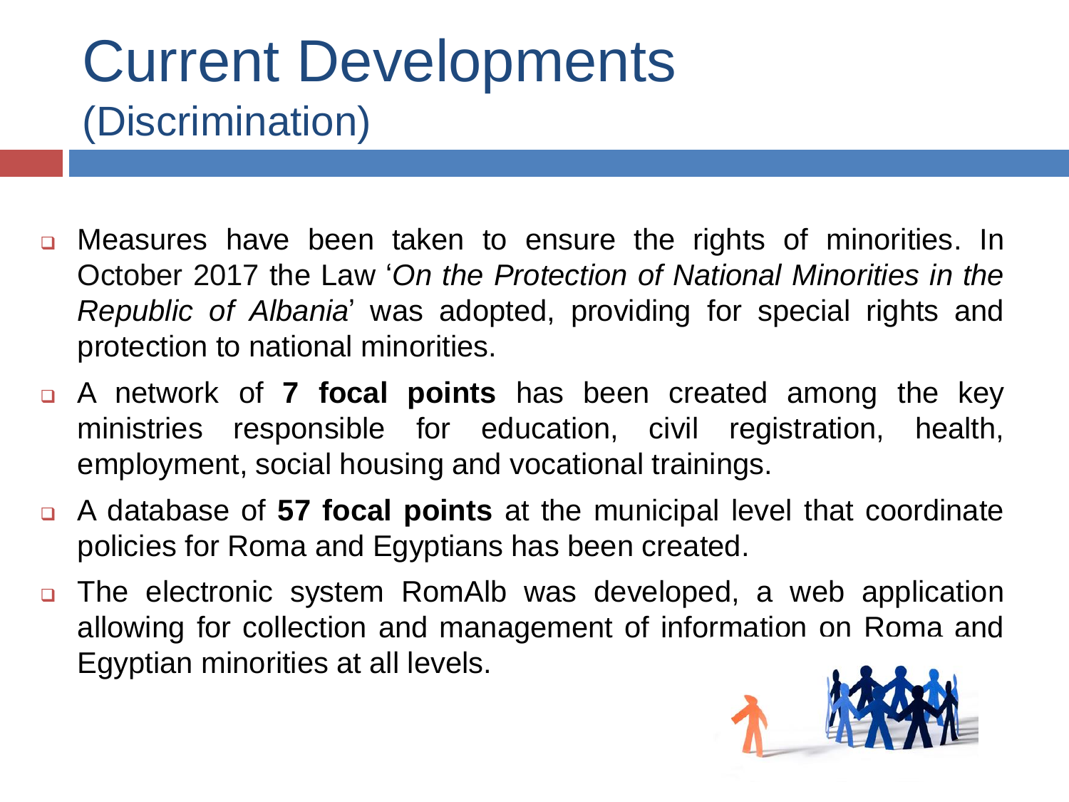# Current Developments
## (Discrimination)

- Measures have been taken to ensure the rights of minorities. In October 2017 the Law '*On the Protection of National Minorities in the Republic of Albania*' was adopted, providing for special rights and protection to national minorities.
- A network of **7 focal points** has been created among the key ministries responsible for education, civil registration, health, employment, social housing and vocational trainings.
- A database of **57 focal points** at the municipal level that coordinate policies for Roma and Egyptians has been created.
- The electronic system RomAlb was developed, a web application allowing for collection and management of information on Roma and Egyptian minorities at all levels.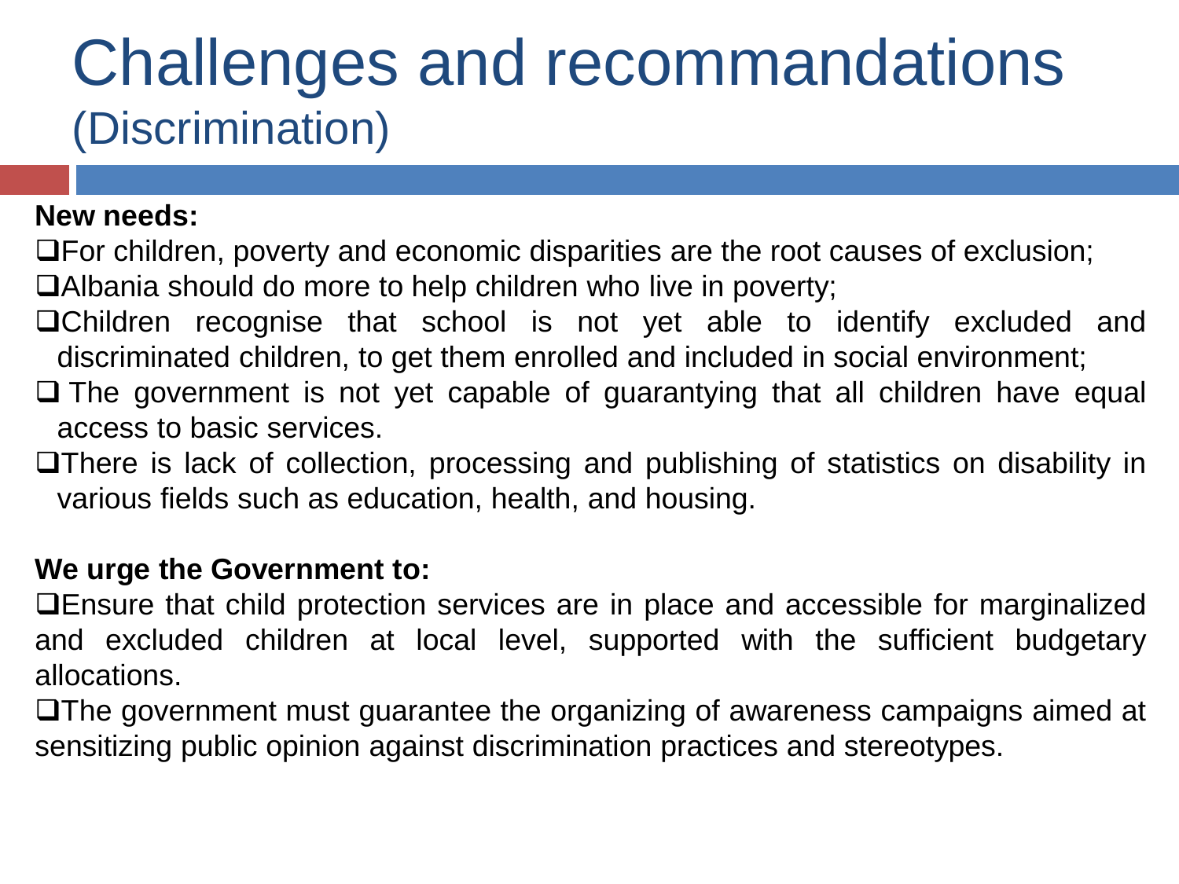# Challenges and recommandations (Discrimination)

**New needs:**

- For children, poverty and economic disparities are the root causes of exclusion;
- Albania should do more to help children who live in poverty;
- Children recognise that school is not yet able to identify excluded and discriminated children, to get them enrolled and included in social environment;
- The government is not yet capable of guarantying that all children have equal access to basic services.
- There is lack of collection, processing and publishing of statistics on disability in various fields such as education, health, and housing.

**We urge the Government to:**

- Ensure that child protection services are in place and accessible for marginalized and excluded children at local level, supported with the sufficient budgetary allocations.
- The government must guarantee the organizing of awareness campaigns aimed at sensitizing public opinion against discrimination practices and stereotypes.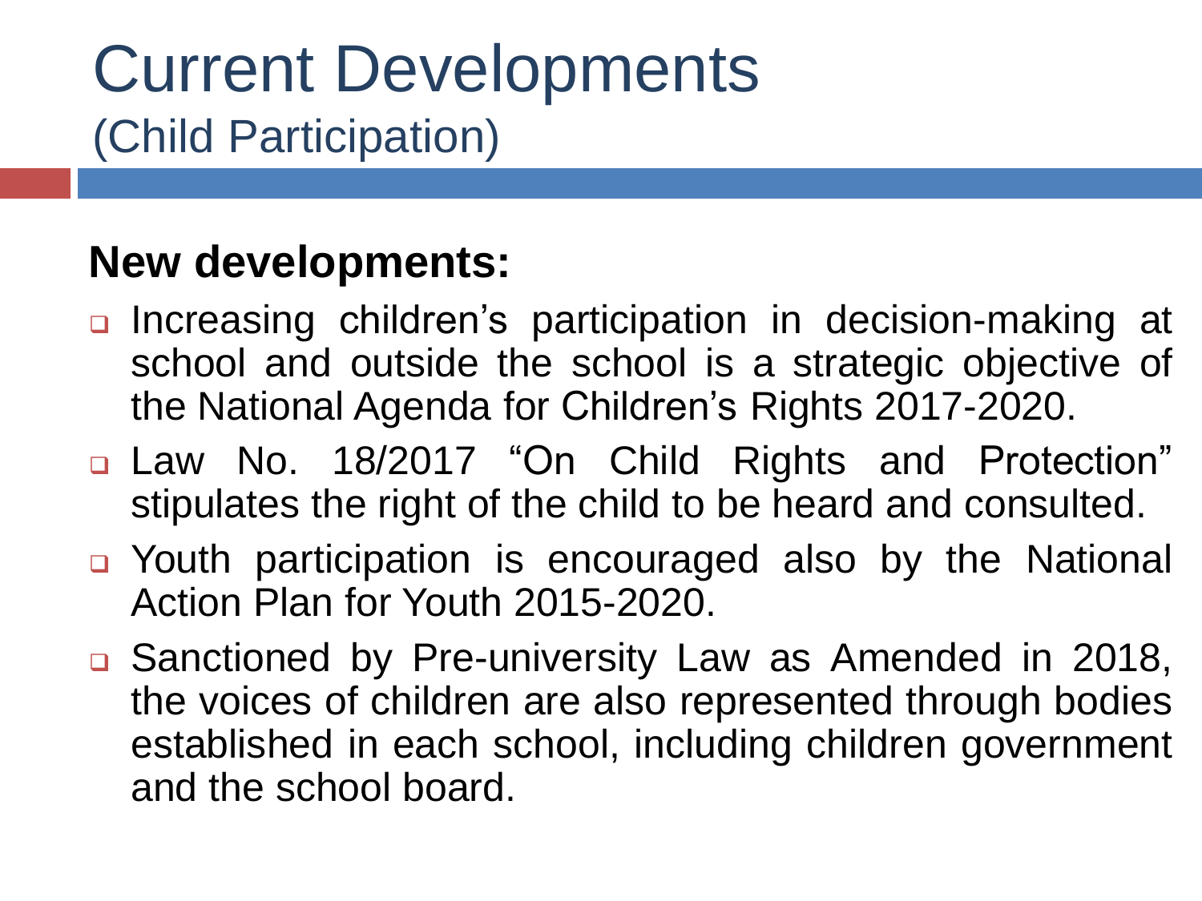# Current Developments
## (Child Participation)

**New developments:**

- Increasing children's participation in decision-making at school and outside the school is a strategic objective of the National Agenda for Children's Rights 2017-2020.
- Law No. 18/2017 "On Child Rights and Protection" stipulates the right of the child to be heard and consulted.
- Youth participation is encouraged also by the National Action Plan for Youth 2015-2020.
- Sanctioned by Pre-university Law as Amended in 2018, the voices of children are also represented through bodies established in each school, including children government and the school board.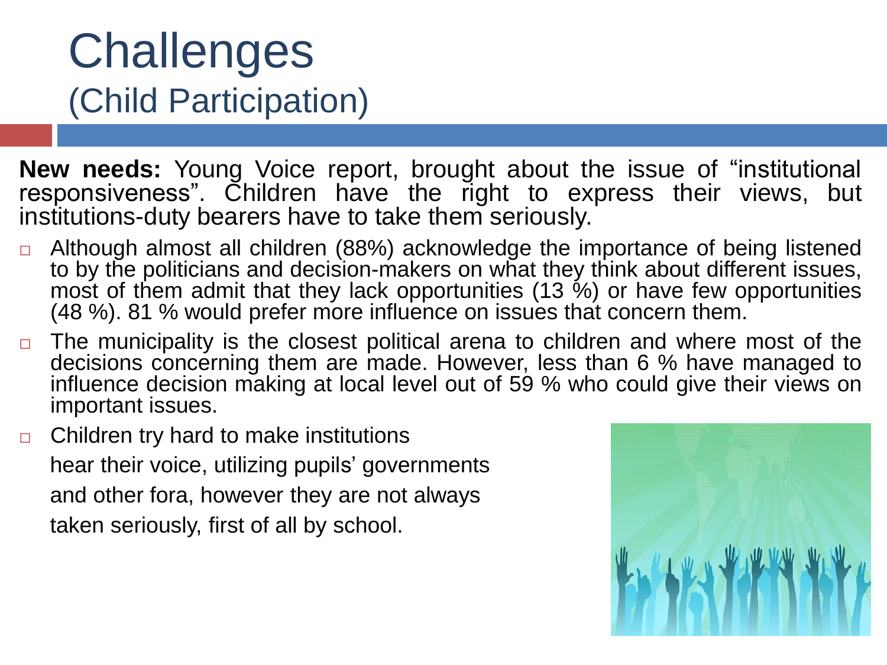# Challenges
## (Child Participation)

**New needs:** Young Voice report, brought about the issue of "institutional responsiveness". Children have the right to express their views, but institutions-duty bearers have to take them seriously.

- Although almost all children (88%) acknowledge the importance of being listened to by the politicians and decision-makers on what they think about different issues, most of them admit that they lack opportunities (13 %) or have few opportunities (48 %). 81 % would prefer more influence on issues that concern them.
- The municipality is the closest political arena to children and where most of the decisions concerning them are made. However, less than 6 % have managed to influence decision making at local level out of 59 % who could give their views on important issues.
- Children try hard to make institutions hear their voice, utilizing pupils' governments and other fora, however they are not always taken seriously, first of all by school.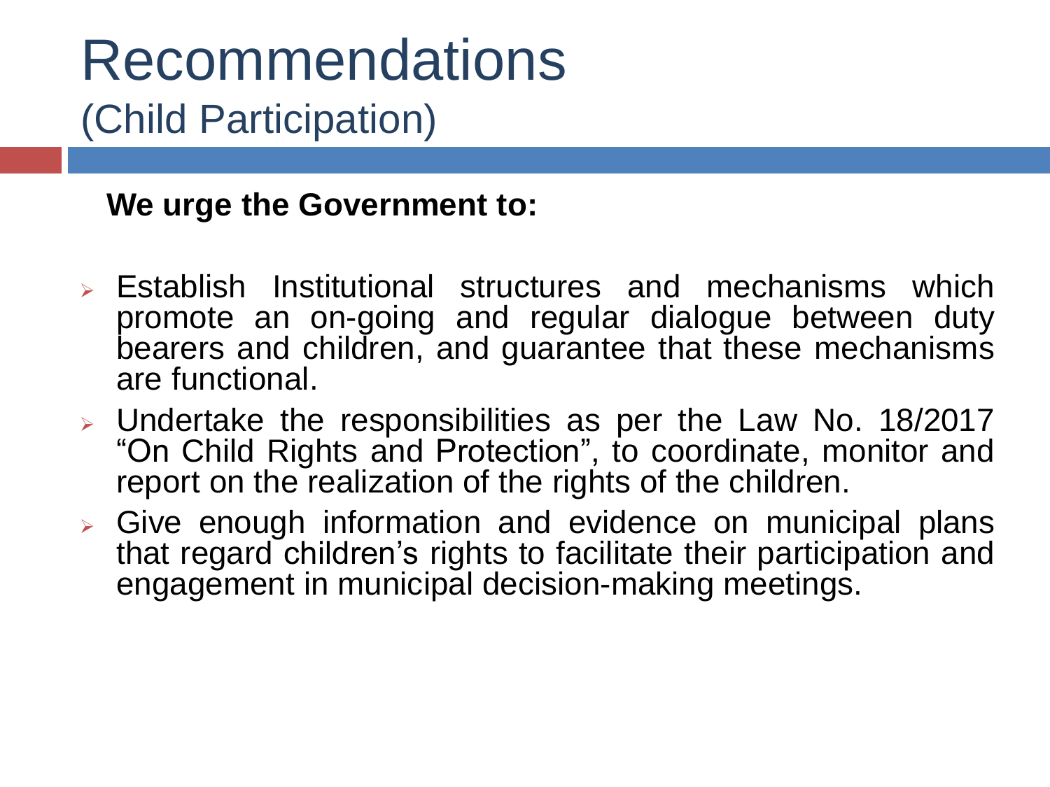# Recommendations

## (Child Participation)

**We urge the Government to:**

- Establish Institutional structures and mechanisms which promote an on-going and regular dialogue between duty bearers and children, and guarantee that these mechanisms are functional.
- Undertake the responsibilities as per the Law No. 18/2017 “On Child Rights and Protection”, to coordinate, monitor and report on the realization of the rights of the children.
- Give enough information and evidence on municipal plans that regard children’s rights to facilitate their participation and engagement in municipal decision-making meetings.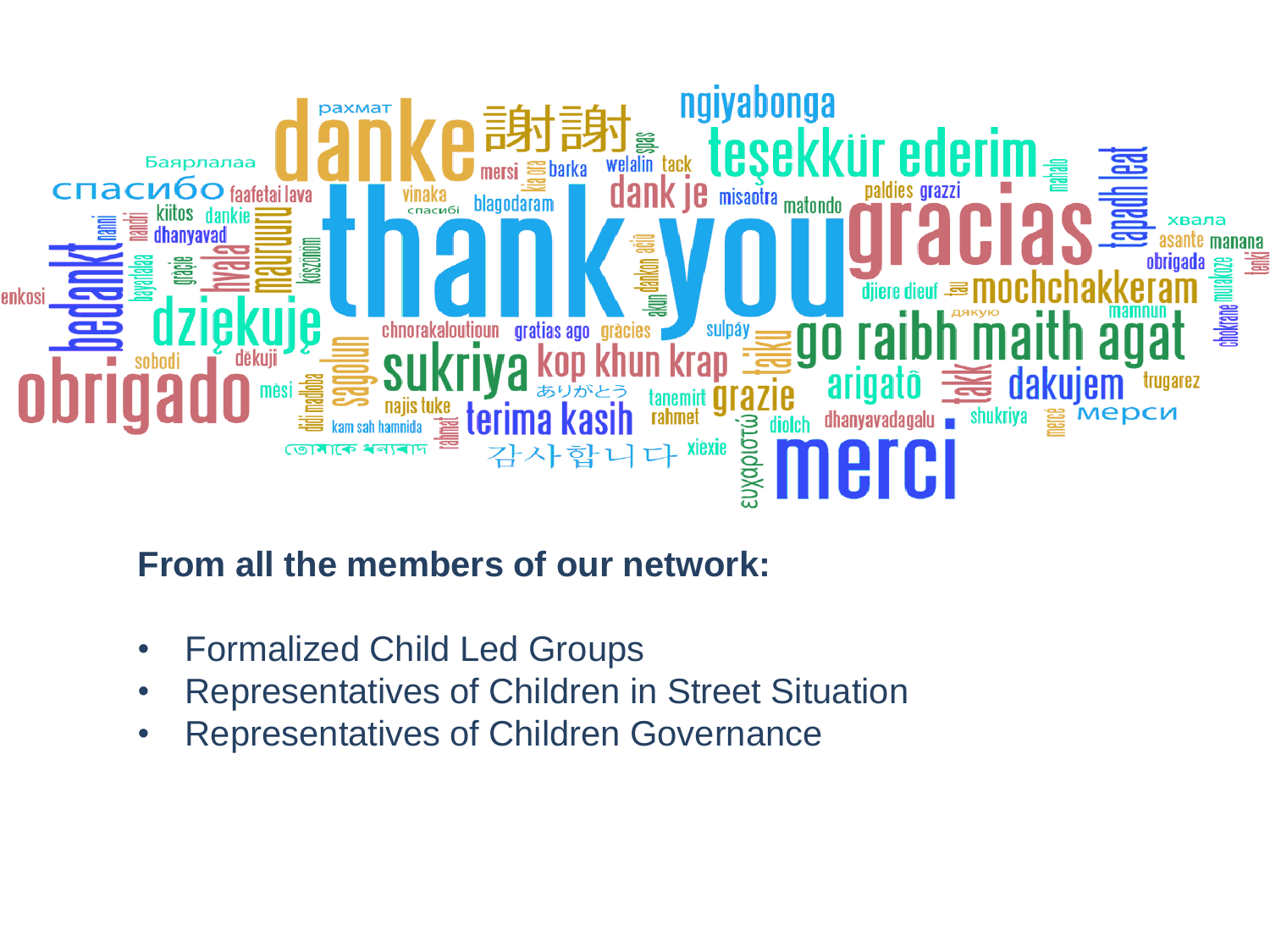**From all the members of our network:**

- Formalized Child Led Groups
- Representatives of Children in Street Situation
- Representatives of Children Governance